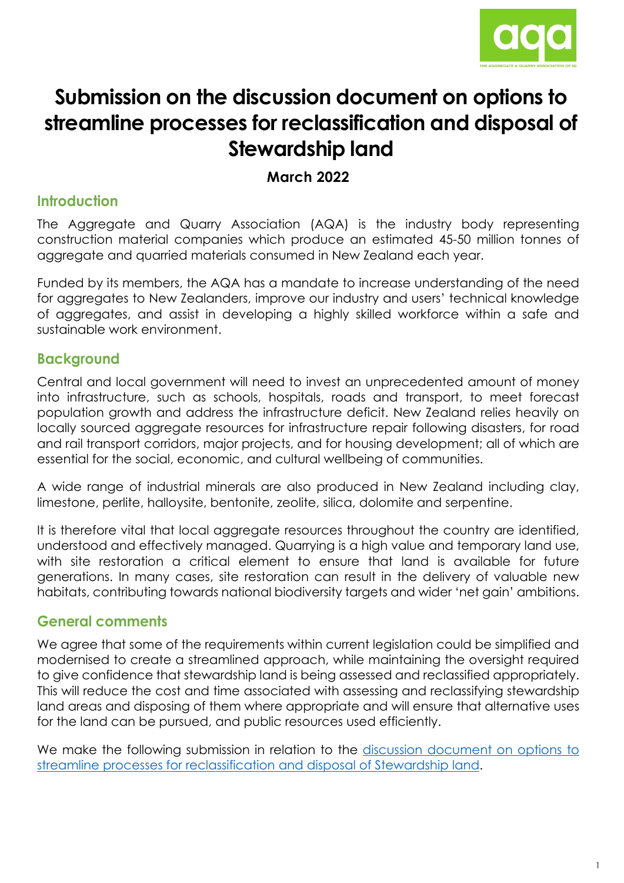# Submission on the discussion document on options to streamline processes for reclassification and disposal of Stewardship land

**March 2022**

## Introduction

The Aggregate and Quarry Association (AQA) is the industry body representing construction material companies which produce an estimated 45-50 million tonnes of aggregate and quarried materials consumed in New Zealand each year.

Funded by its members, the AQA has a mandate to increase understanding of the need for aggregates to New Zealanders, improve our industry and users' technical knowledge of aggregates, and assist in developing a highly skilled workforce within a safe and sustainable work environment.

## Background

Central and local government will need to invest an unprecedented amount of money into infrastructure, such as schools, hospitals, roads and transport, to meet forecast population growth and address the infrastructure deficit. New Zealand relies heavily on locally sourced aggregate resources for infrastructure repair following disasters, for road and rail transport corridors, major projects, and for housing development; all of which are essential for the social, economic, and cultural wellbeing of communities.

A wide range of industrial minerals are also produced in New Zealand including clay, limestone, perlite, halloysite, bentonite, zeolite, silica, dolomite and serpentine.

It is therefore vital that local aggregate resources throughout the country are identified, understood and effectively managed. Quarrying is a high value and temporary land use, with site restoration a critical element to ensure that land is available for future generations. In many cases, site restoration can result in the delivery of valuable new habitats, contributing towards national biodiversity targets and wider 'net gain' ambitions.

## General comments

We agree that some of the requirements within current legislation could be simplified and modernised to create a streamlined approach, while maintaining the oversight required to give confidence that stewardship land is being assessed and reclassified appropriately. This will reduce the cost and time associated with assessing and reclassifying stewardship land areas and disposing of them where appropriate and will ensure that alternative uses for the land can be pursued, and public resources used efficiently.

We make the following submission in relation to the discussion document on options to streamline processes for reclassification and disposal of Stewardship land.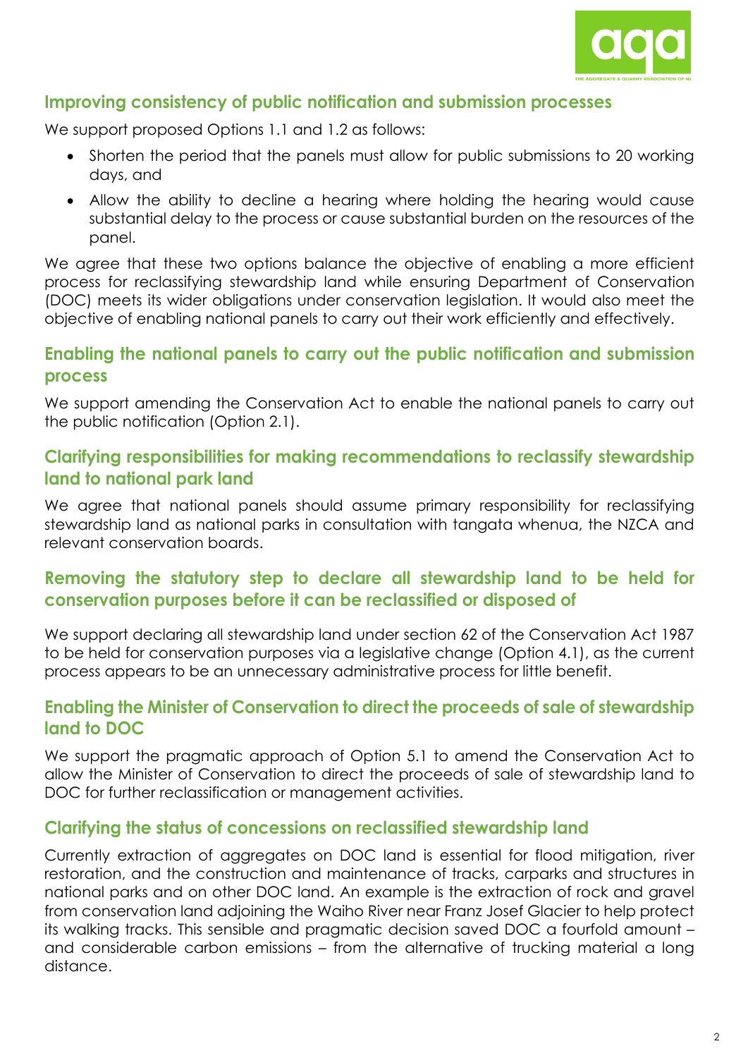## Improving consistency of public notification and submission processes

We support proposed Options 1.1 and 1.2 as follows:

- Shorten the period that the panels must allow for public submissions to 20 working days, and
- Allow the ability to decline a hearing where holding the hearing would cause substantial delay to the process or cause substantial burden on the resources of the panel.

We agree that these two options balance the objective of enabling a more efficient process for reclassifying stewardship land while ensuring Department of Conservation (DOC) meets its wider obligations under conservation legislation. It would also meet the objective of enabling national panels to carry out their work efficiently and effectively.

## Enabling the national panels to carry out the public notification and submission process

We support amending the Conservation Act to enable the national panels to carry out the public notification (Option 2.1).

## Clarifying responsibilities for making recommendations to reclassify stewardship land to national park land

We agree that national panels should assume primary responsibility for reclassifying stewardship land as national parks in consultation with tangata whenua, the NZCA and relevant conservation boards.

## Removing the statutory step to declare all stewardship land to be held for conservation purposes before it can be reclassified or disposed of

We support declaring all stewardship land under section 62 of the Conservation Act 1987 to be held for conservation purposes via a legislative change (Option 4.1), as the current process appears to be an unnecessary administrative process for little benefit.

## Enabling the Minister of Conservation to direct the proceeds of sale of stewardship land to DOC

We support the pragmatic approach of Option 5.1 to amend the Conservation Act to allow the Minister of Conservation to direct the proceeds of sale of stewardship land to DOC for further reclassification or management activities.

## Clarifying the status of concessions on reclassified stewardship land

Currently extraction of aggregates on DOC land is essential for flood mitigation, river restoration, and the construction and maintenance of tracks, carparks and structures in national parks and on other DOC land. An example is the extraction of rock and gravel from conservation land adjoining the Waiho River near Franz Josef Glacier to help protect its walking tracks. This sensible and pragmatic decision saved DOC a fourfold amount – and considerable carbon emissions – from the alternative of trucking material a long distance.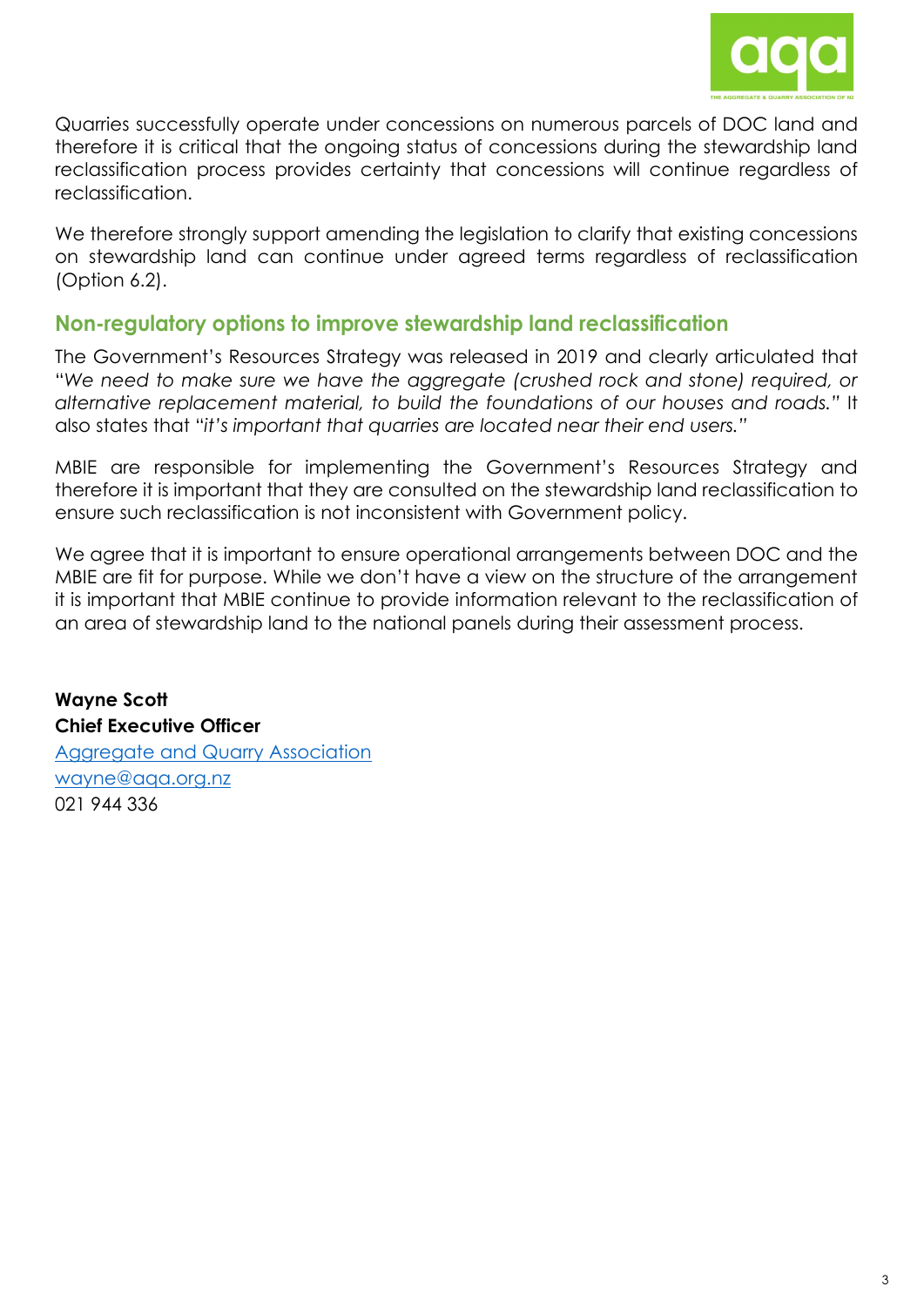Quarries successfully operate under concessions on numerous parcels of DOC land and therefore it is critical that the ongoing status of concessions during the stewardship land reclassification process provides certainty that concessions will continue regardless of reclassification.

We therefore strongly support amending the legislation to clarify that existing concessions on stewardship land can continue under agreed terms regardless of reclassification (Option 6.2).

## Non-regulatory options to improve stewardship land reclassification

The Government's Resources Strategy was released in 2019 and clearly articulated that "*We need to make sure we have the aggregate (crushed rock and stone) required, or alternative replacement material, to build the foundations of our houses and roads.*" It also states that "*it's important that quarries are located near their end users.*"

MBIE are responsible for implementing the Government's Resources Strategy and therefore it is important that they are consulted on the stewardship land reclassification to ensure such reclassification is not inconsistent with Government policy.

We agree that it is important to ensure operational arrangements between DOC and the MBIE are fit for purpose. While we don't have a view on the structure of the arrangement it is important that MBIE continue to provide information relevant to the reclassification of an area of stewardship land to the national panels during their assessment process.

**Wayne Scott**
**Chief Executive Officer**
Aggregate and Quarry Association
wayne@aqa.org.nz
021 944 336